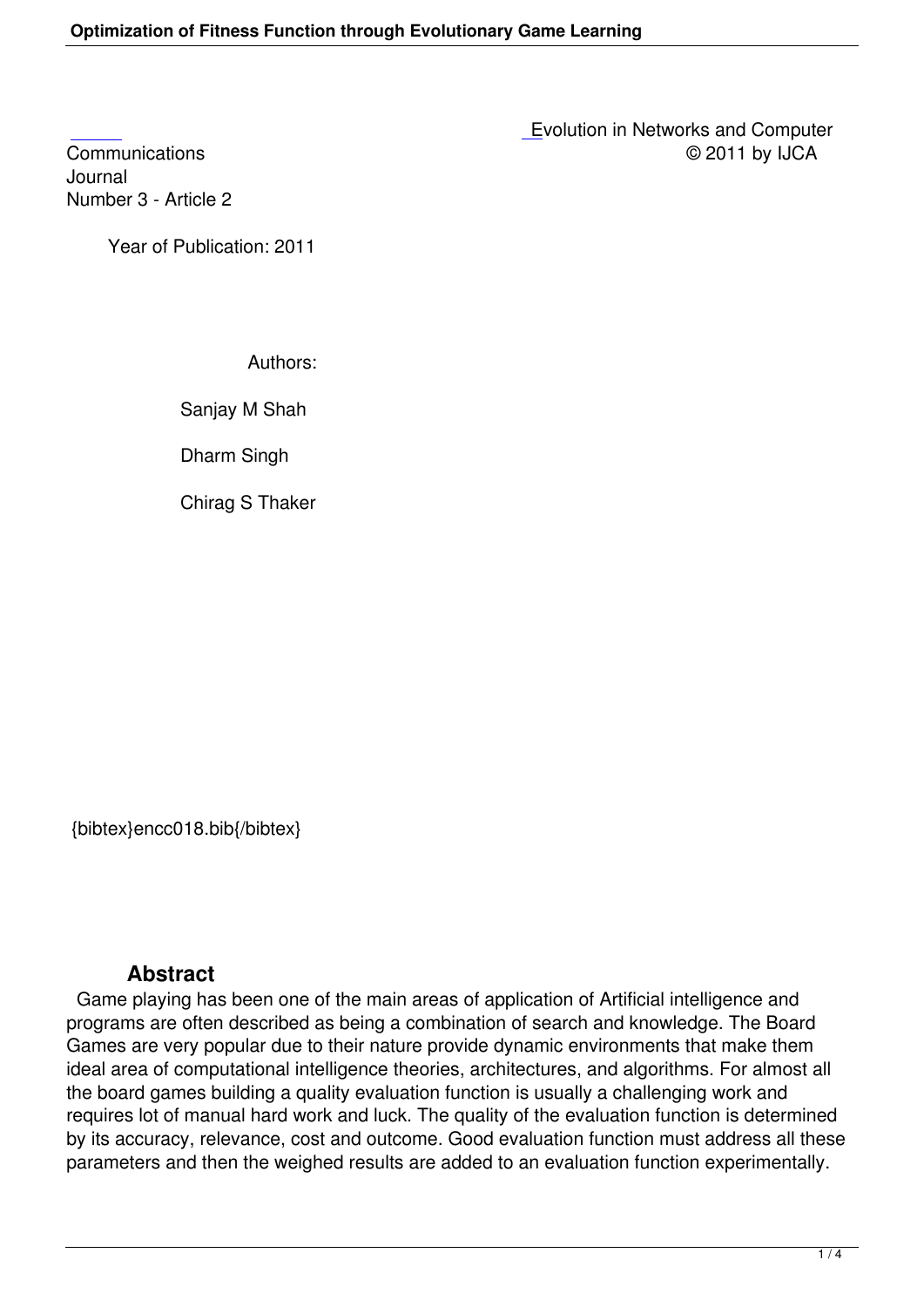Evolution in Networks and Computer Communications © 2011 by IJCA
Journal
Number 3 - Article 2

Year of Publication: 2011

Authors:

Sanjay M Shah

Dharm Singh

Chirag S Thaker

{bibtex}encc018.bib{/bibtex}

## Abstract

Game playing has been one of the main areas of application of Artificial intelligence and programs are often described as being a combination of search and knowledge. The Board Games are very popular due to their nature provide dynamic environments that make them ideal area of computational intelligence theories, architectures, and algorithms. For almost all the board games building a quality evaluation function is usually a challenging work and requires lot of manual hard work and luck. The quality of the evaluation function is determined by its accuracy, relevance, cost and outcome. Good evaluation function must address all these parameters and then the weighed results are added to an evaluation function experimentally.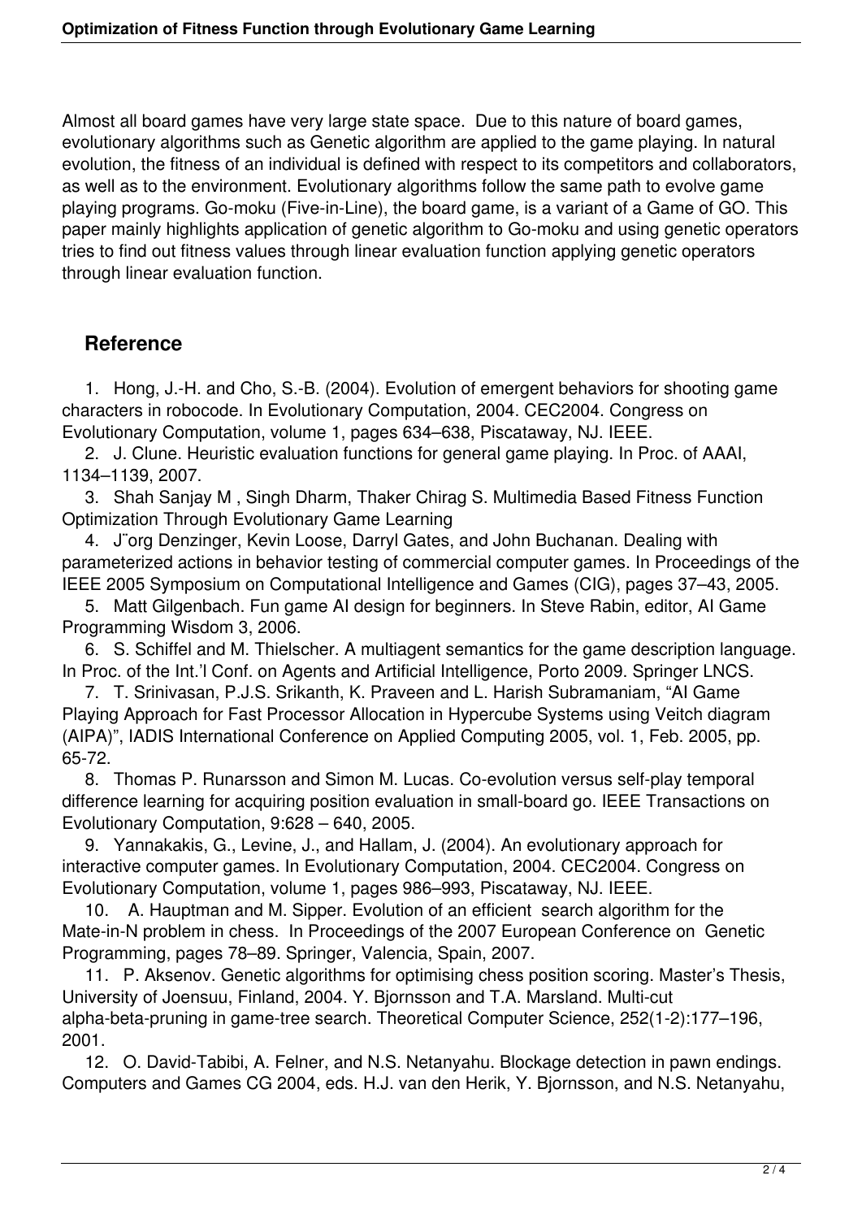Almost all board games have very large state space. Due to this nature of board games, evolutionary algorithms such as Genetic algorithm are applied to the game playing. In natural evolution, the fitness of an individual is defined with respect to its competitors and collaborators, as well as to the environment. Evolutionary algorithms follow the same path to evolve game playing programs. Go-moku (Five-in-Line), the board game, is a variant of a Game of GO. This paper mainly highlights application of genetic algorithm to Go-moku and using genetic operators tries to find out fitness values through linear evaluation function applying genetic operators through linear evaluation function.

## Reference

1. Hong, J.-H. and Cho, S.-B. (2004). Evolution of emergent behaviors for shooting game characters in robocode. In Evolutionary Computation, 2004. CEC2004. Congress on Evolutionary Computation, volume 1, pages 634–638, Piscataway, NJ. IEEE.
2. J. Clune. Heuristic evaluation functions for general game playing. In Proc. of AAAI, 1134–1139, 2007.
3. Shah Sanjay M , Singh Dharm, Thaker Chirag S. Multimedia Based Fitness Function Optimization Through Evolutionary Game Learning
4. J¨org Denzinger, Kevin Loose, Darryl Gates, and John Buchanan. Dealing with parameterized actions in behavior testing of commercial computer games. In Proceedings of the IEEE 2005 Symposium on Computational Intelligence and Games (CIG), pages 37–43, 2005.
5. Matt Gilgenbach. Fun game AI design for beginners. In Steve Rabin, editor, AI Game Programming Wisdom 3, 2006.
6. S. Schiffel and M. Thielscher. A multiagent semantics for the game description language. In Proc. of the Int.'l Conf. on Agents and Artificial Intelligence, Porto 2009. Springer LNCS.
7. T. Srinivasan, P.J.S. Srikanth, K. Praveen and L. Harish Subramaniam, "AI Game Playing Approach for Fast Processor Allocation in Hypercube Systems using Veitch diagram (AIPA)", IADIS International Conference on Applied Computing 2005, vol. 1, Feb. 2005, pp. 65-72.
8. Thomas P. Runarsson and Simon M. Lucas. Co-evolution versus self-play temporal difference learning for acquiring position evaluation in small-board go. IEEE Transactions on Evolutionary Computation, 9:628 – 640, 2005.
9. Yannakakis, G., Levine, J., and Hallam, J. (2004). An evolutionary approach for interactive computer games. In Evolutionary Computation, 2004. CEC2004. Congress on Evolutionary Computation, volume 1, pages 986–993, Piscataway, NJ. IEEE.
10. A. Hauptman and M. Sipper. Evolution of an efficient search algorithm for the Mate-in-N problem in chess. In Proceedings of the 2007 European Conference on Genetic Programming, pages 78–89. Springer, Valencia, Spain, 2007.
11. P. Aksenov. Genetic algorithms for optimising chess position scoring. Master's Thesis, University of Joensuu, Finland, 2004. Y. Bjornsson and T.A. Marsland. Multi-cut alpha-beta-pruning in game-tree search. Theoretical Computer Science, 252(1-2):177–196, 2001.
12. O. David-Tabibi, A. Felner, and N.S. Netanyahu. Blockage detection in pawn endings. Computers and Games CG 2004, eds. H.J. van den Herik, Y. Bjornsson, and N.S. Netanyahu,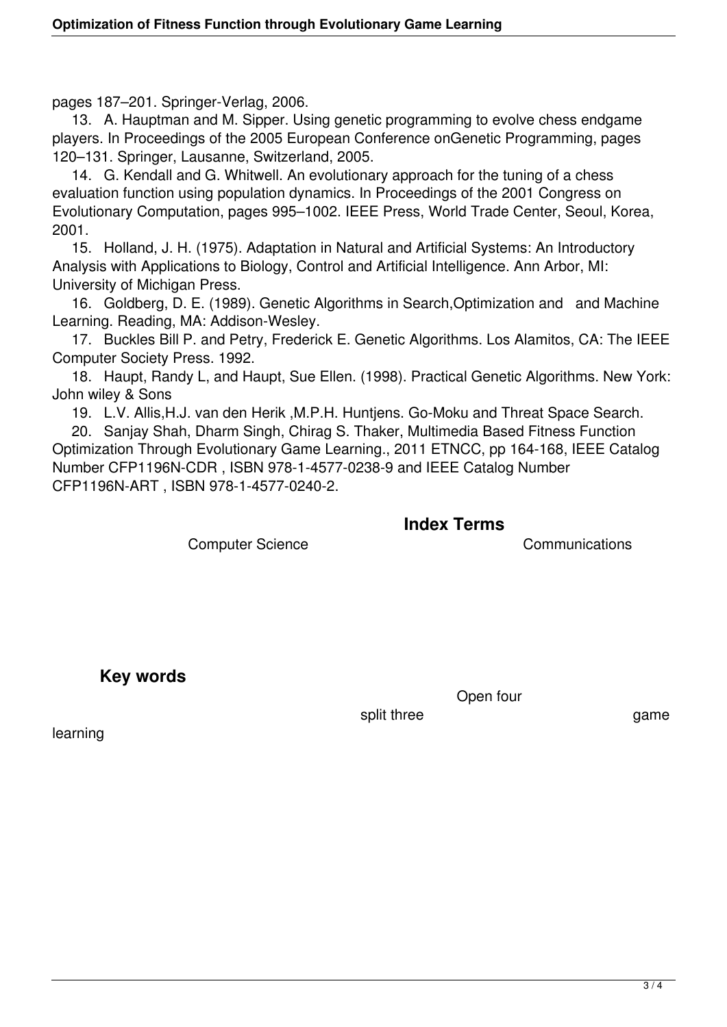pages 187–201. Springer-Verlag, 2006.

13. A. Hauptman and M. Sipper. Using genetic programming to evolve chess endgame players. In Proceedings of the 2005 European Conference onGenetic Programming, pages 120–131. Springer, Lausanne, Switzerland, 2005.

14. G. Kendall and G. Whitwell. An evolutionary approach for the tuning of a chess evaluation function using population dynamics. In Proceedings of the 2001 Congress on Evolutionary Computation, pages 995–1002. IEEE Press, World Trade Center, Seoul, Korea, 2001.

15. Holland, J. H. (1975). Adaptation in Natural and Artificial Systems: An Introductory Analysis with Applications to Biology, Control and Artificial Intelligence. Ann Arbor, MI: University of Michigan Press.

16. Goldberg, D. E. (1989). Genetic Algorithms in Search,Optimization and and Machine Learning. Reading, MA: Addison-Wesley.

17. Buckles Bill P. and Petry, Frederick E. Genetic Algorithms. Los Alamitos, CA: The IEEE Computer Society Press. 1992.

18. Haupt, Randy L, and Haupt, Sue Ellen. (1998). Practical Genetic Algorithms. New York: John wiley & Sons

19. L.V. Allis,H.J. van den Herik ,M.P.H. Huntjens. Go-Moku and Threat Space Search.

20. Sanjay Shah, Dharm Singh, Chirag S. Thaker, Multimedia Based Fitness Function Optimization Through Evolutionary Game Learning., 2011 ETNCC, pp 164-168, IEEE Catalog Number CFP1196N-CDR , ISBN 978-1-4577-0238-9 and IEEE Catalog Number CFP1196N-ART , ISBN 978-1-4577-0240-2.

## Index Terms

Computer Science Communications

## Key words

Open four split three game learning